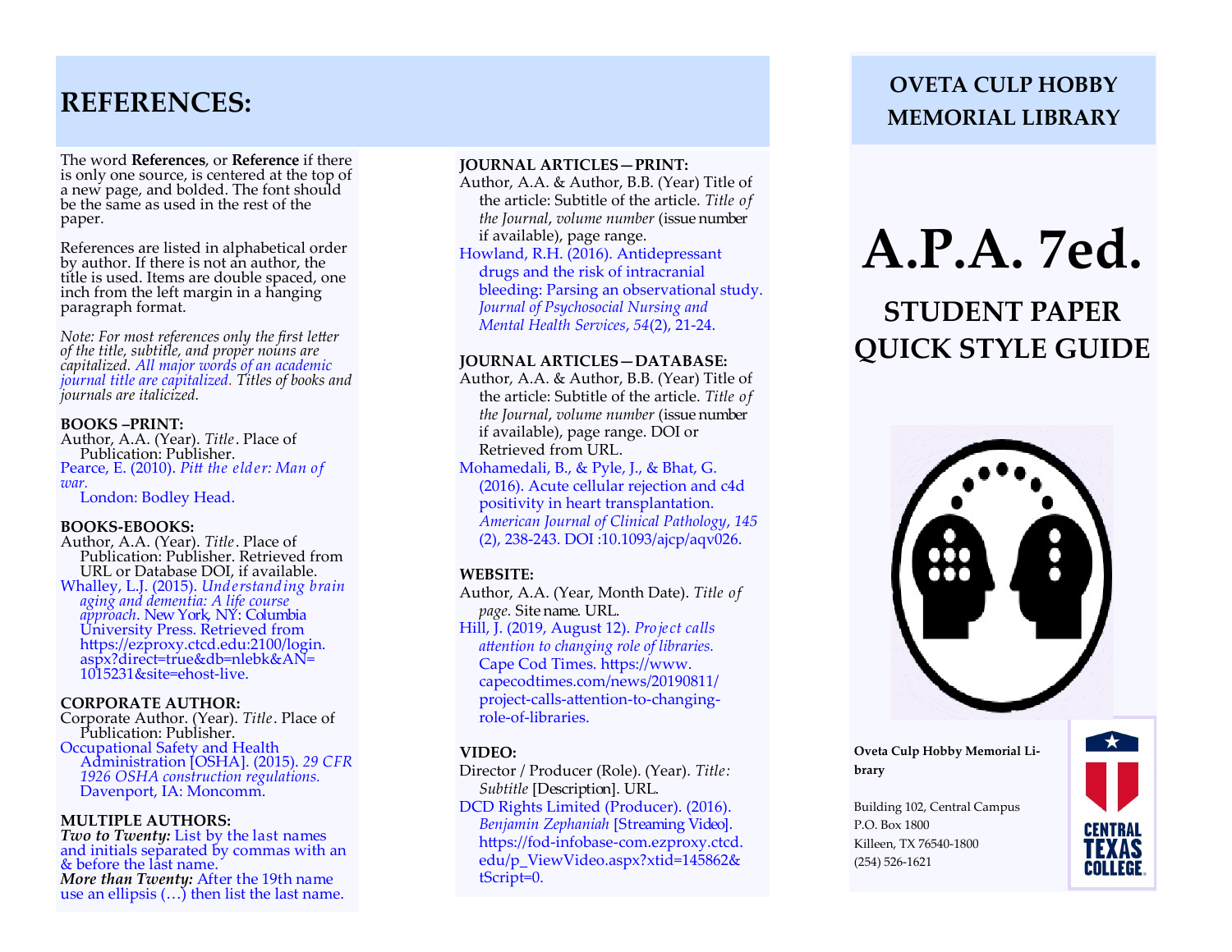# REFERENCES:

The word **References**, or **Reference** if there is only one source, is centered at the top of a new page, and bolded. The font should be the same as used in the rest of the paper.

References are listed in alphabetical order by author. If there is not an author, the title is used. Items are double spaced, one inch from the left margin in a hanging paragraph format.

*Note: For most references only the first letter of the title, subtitle, and proper nouns are capitalized. All major words of an academic journal title are capitalized. Titles of books and journals are italicized.*

**BOOKS –PRINT:**

Author, A.A. (Year). *Title*. Place of Publication: Publisher.

Pearce, E. (2010). *Pitt the elder: Man of war.* London: Bodley Head.

**BOOKS-EBOOKS:**

Author, A.A. (Year). *Title*. Place of Publication: Publisher. Retrieved from URL or Database DOI, if available.

Whalley, L.J. (2015). *Understanding brain aging and dementia: A life course approach*. New York, NY: Columbia University Press. Retrieved from https://ezproxy.ctcd.edu:2100/login.aspx?direct=true&db=nlebk&AN=1015231&site=ehost-live.

**CORPORATE AUTHOR:**

Corporate Author. (Year). *Title*. Place of Publication: Publisher.

Occupational Safety and Health Administration [OSHA]. (2015). *29 CFR 1926 OSHA construction regulations.* Davenport, IA: Moncomm.

**MULTIPLE AUTHORS:**

***Two to Twenty:*** List by the last names and initials separated by commas with an & before the last name.

***More than Twenty:*** After the 19th name use an ellipsis (…) then list the last name.

**JOURNAL ARTICLES—PRINT:**

Author, A.A. & Author, B.B. (Year) Title of the article: Subtitle of the article. *Title of the Journal*, *volume number* (issue number if available), page range.

Howland, R.H. (2016). Antidepressant drugs and the risk of intracranial bleeding: Parsing an observational study. *Journal of Psychosocial Nursing and Mental Health Services*, *54*(2), 21-24.

**JOURNAL ARTICLES—DATABASE:**

Author, A.A. & Author, B.B. (Year) Title of the article: Subtitle of the article. *Title of the Journal*, *volume number* (issue number if available), page range. DOI or Retrieved from URL.

Mohamedali, B., & Pyle, J., & Bhat, G. (2016). Acute cellular rejection and c4d positivity in heart transplantation. *American Journal of Clinical Pathology*, *145* (2), 238-243. DOI :10.1093/ajcp/aqv026.

**WEBSITE:**

Author, A.A. (Year, Month Date). *Title of page.* Site name. URL.

Hill, J. (2019, August 12). *Project calls attention to changing role of libraries.* Cape Cod Times. https://www.capecodtimes.com/news/20190811/project-calls-attention-to-changing-role-of-libraries.

**VIDEO:**

Director / Producer (Role). (Year). *Title: Subtitle* [Description]. URL.

DCD Rights Limited (Producer). (2016). *Benjamin Zephaniah* [Streaming Video]. https://fod-infobase-com.ezproxy.ctcd.edu/p_ViewVideo.aspx?xtid=145862&tScript=0.

## OVETA CULP HOBBY MEMORIAL LIBRARY

# A.P.A. 7ed.

## STUDENT PAPER QUICK STYLE GUIDE

**Oveta Culp Hobby Memorial Library**

Building 102, Central Campus
P.O. Box 1800
Killeen, TX 76540-1800
(254) 526-1621

CENTRAL TEXAS COLLEGE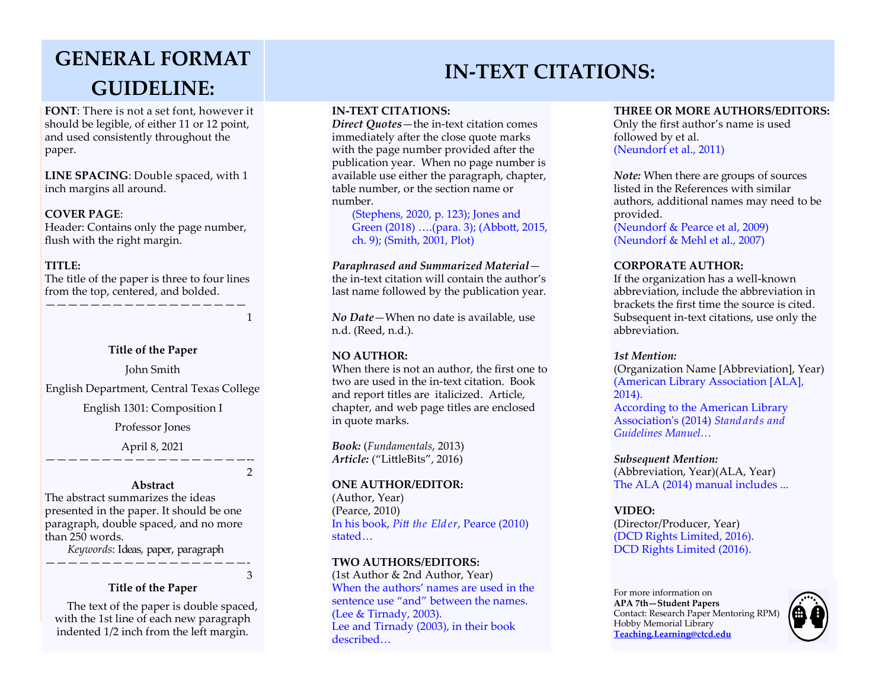# GENERAL FORMAT GUIDELINE:

**FONT**: There is not a set font, however it should be legible, of either 11 or 12 point, and used consistently throughout the paper.

**LINE SPACING**: Double spaced, with 1 inch margins all around.

**COVER PAGE**:
Header: Contains only the page number, flush with the right margin.

**TITLE:**
The title of the paper is three to four lines from the top, centered, and bolded.

———————————————————

1

**Title of the Paper**

John Smith

English Department, Central Texas College

English 1301: Composition I

Professor Jones

April 8, 2021

———————————————————--

2

**Abstract**

The abstract summarizes the ideas presented in the paper. It should be one paragraph, double spaced, and no more than 250 words.

*Keywords*: Ideas, paper, paragraph

———————————————————-

3

**Title of the Paper**

The text of the paper is double spaced, with the 1st line of each new paragraph indented 1/2 inch from the left margin.

# IN-TEXT CITATIONS:

**IN-TEXT CITATIONS:**
***Direct Quotes***—the in-text citation comes immediately after the close quote marks with the page number provided after the publication year. When no page number is available use either the paragraph, chapter, table number, or the section name or number.

(Stephens, 2020, p. 123); Jones and Green (2018) ….(para. 3); (Abbott, 2015, ch. 9); (Smith, 2001, Plot)

***Paraphrased and Summarized Material***—the in-text citation will contain the author's last name followed by the publication year.

***No Date***—When no date is available, use n.d. (Reed, n.d.).

**NO AUTHOR:**
When there is not an author, the first one to two are used in the in-text citation. Book and report titles are italicized. Article, chapter, and web page titles are enclosed in quote marks.

***Book:*** (*Fundamentals*, 2013)
***Article:*** ("LittleBits", 2016)

**ONE AUTHOR/EDITOR:**
(Author, Year)
(Pearce, 2010)
In his book, *Pitt the Elder*, Pearce (2010) stated…

**TWO AUTHORS/EDITORS:**
(1st Author & 2nd Author, Year)
When the authors' names are used in the sentence use "and" between the names.
(Lee & Tirnady, 2003).
Lee and Tirnady (2003), in their book described…

**THREE OR MORE AUTHORS/EDITORS:**
Only the first author's name is used followed by et al.
(Neundorf et al., 2011)

***Note:*** When there are groups of sources listed in the References with similar authors, additional names may need to be provided.
(Neundorf & Pearce et al, 2009)
(Neundorf & Mehl et al., 2007)

**CORPORATE AUTHOR:**
If the organization has a well-known abbreviation, include the abbreviation in brackets the first time the source is cited. Subsequent in-text citations, use only the abbreviation.

***1st Mention:***
(Organization Name [Abbreviation], Year)
(American Library Association [ALA], 2014).
According to the American Library Association's (2014) *Standards and Guidelines Manuel…*

***Subsequent Mention:***
(Abbreviation, Year)(ALA, Year)
The ALA (2014) manual includes ...

**VIDEO:**
(Director/Producer, Year)
(DCD Rights Limited, 2016).
DCD Rights Limited (2016).

For more information on
**APA 7th—Student Papers**
Contact: Research Paper Mentoring RPM)
Hobby Memorial Library
**Teaching.Learning@ctcd.edu**